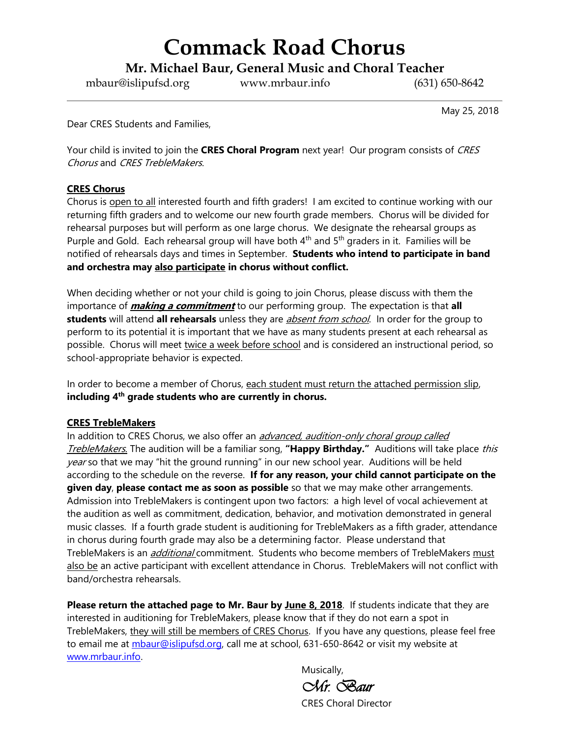# Commack Road Chorus

## Mr. Michael Baur, General Music and Choral Teacher

mbaur@islipufsd.org www.mrbaur.info (631) 650-8642

---

May 25, 2018

Dear CRES Students and Families,

Your child is invited to join the **CRES Choral Program** next year! Our program consists of *CRES Chorus* and *CRES TrebleMakers*.

**CRES Chorus**

Chorus is open to all interested fourth and fifth graders! I am excited to continue working with our returning fifth graders and to welcome our new fourth grade members. Chorus will be divided for rehearsal purposes but will perform as one large chorus. We designate the rehearsal groups as Purple and Gold. Each rehearsal group will have both 4th and 5th graders in it. Families will be notified of rehearsals days and times in September. **Students who intend to participate in band and orchestra may also participate in chorus without conflict.**

When deciding whether or not your child is going to join Chorus, please discuss with them the importance of ***making a commitment*** to our performing group. The expectation is that **all students** will attend **all rehearsals** unless they are *absent from school*. In order for the group to perform to its potential it is important that we have as many students present at each rehearsal as possible. Chorus will meet twice a week before school and is considered an instructional period, so school-appropriate behavior is expected.

In order to become a member of Chorus, each student must return the attached permission slip, **including 4th grade students who are currently in chorus.**

**CRES TrebleMakers**

In addition to CRES Chorus, we also offer an *advanced, audition-only choral group called TrebleMakers.* The audition will be a familiar song, **"Happy Birthday."** Auditions will take place *this year* so that we may "hit the ground running" in our new school year. Auditions will be held according to the schedule on the reverse. **If for any reason, your child cannot participate on the given day**, **please contact me as soon as possible** so that we may make other arrangements. Admission into TrebleMakers is contingent upon two factors: a high level of vocal achievement at the audition as well as commitment, dedication, behavior, and motivation demonstrated in general music classes. If a fourth grade student is auditioning for TrebleMakers as a fifth grader, attendance in chorus during fourth grade may also be a determining factor. Please understand that TrebleMakers is an *additional* commitment. Students who become members of TrebleMakers must also be an active participant with excellent attendance in Chorus. TrebleMakers will not conflict with band/orchestra rehearsals.

**Please return the attached page to Mr. Baur by June 8, 2018**. If students indicate that they are interested in auditioning for TrebleMakers, please know that if they do not earn a spot in TrebleMakers, they will still be members of CRES Chorus. If you have any questions, please feel free to email me at mbaur@islipufsd.org, call me at school, 631-650-8642 or visit my website at www.mrbaur.info.

Musically,

*Mr. Baur*

CRES Choral Director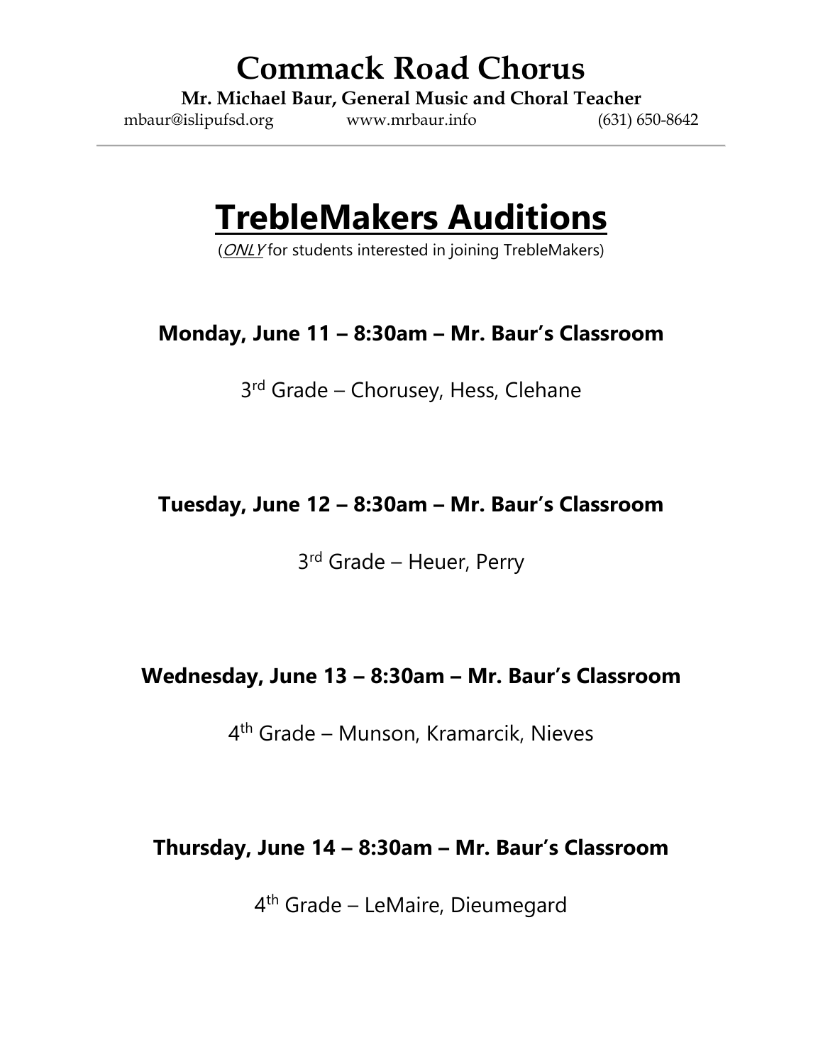# Commack Road Chorus

**Mr. Michael Baur, General Music and Choral Teacher**

mbaur@islipufsd.org www.mrbaur.info (631) 650-8642

---

# TrebleMakers Auditions

(*ONLY* for students interested in joining TrebleMakers)

**Monday, June 11 – 8:30am – Mr. Baur's Classroom**

3rd Grade – Chorusey, Hess, Clehane

**Tuesday, June 12 – 8:30am – Mr. Baur's Classroom**

3rd Grade – Heuer, Perry

**Wednesday, June 13 – 8:30am – Mr. Baur's Classroom**

4th Grade – Munson, Kramarcik, Nieves

**Thursday, June 14 – 8:30am – Mr. Baur's Classroom**

4th Grade – LeMaire, Dieumegard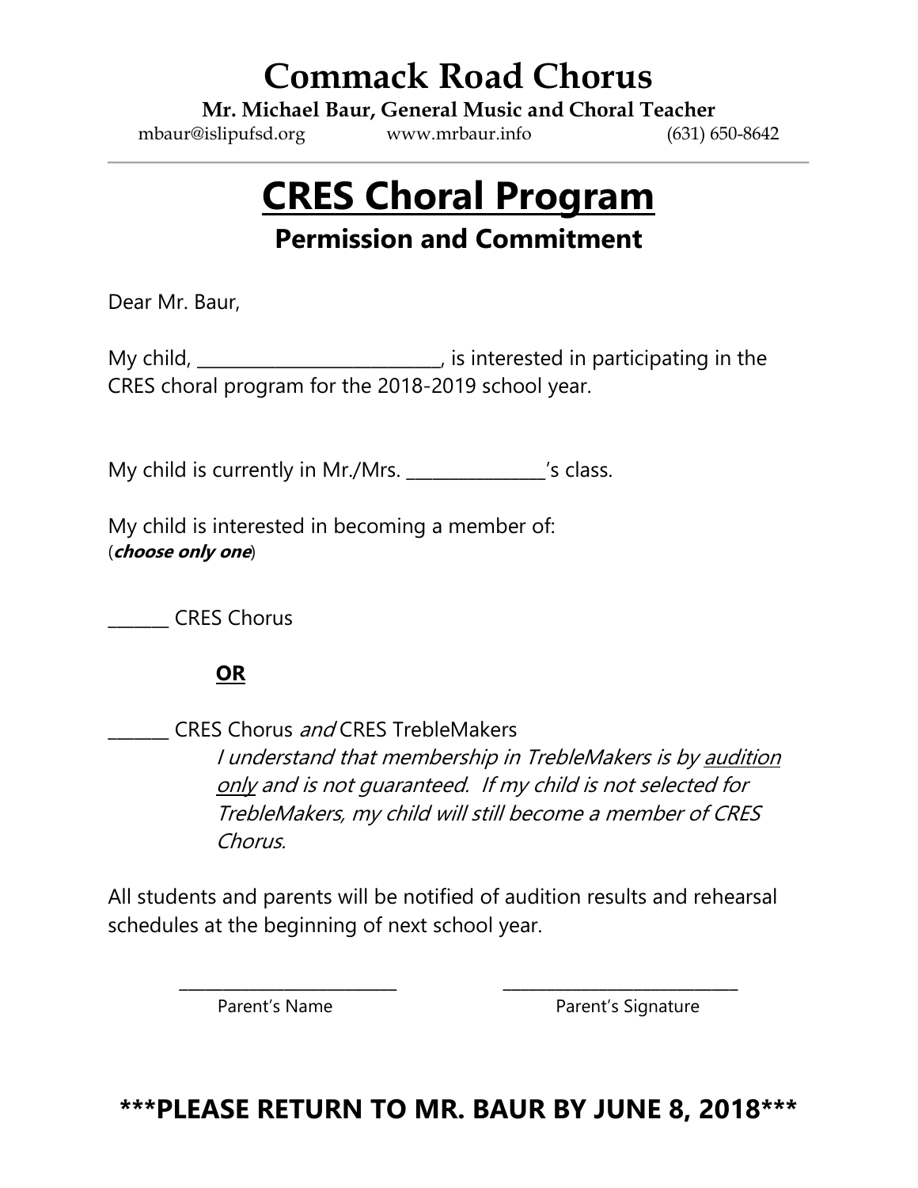# Commack Road Chorus

**Mr. Michael Baur, General Music and Choral Teacher**

mbaur@islipufsd.org www.mrbaur.info (631) 650-8642

---

# CRES Choral Program

## Permission and Commitment

Dear Mr. Baur,

My child, ___________________________, is interested in participating in the CRES choral program for the 2018-2019 school year.

My child is currently in Mr./Mrs. ________________'s class.

My child is interested in becoming a member of:
(***choose only one***)

_______ CRES Chorus

**OR**

_______ CRES Chorus *and* CRES TrebleMakers

*I understand that membership in TrebleMakers is by <u>audition only</u> and is not guaranteed. If my child is not selected for TrebleMakers, my child will still become a member of CRES Chorus.*

All students and parents will be notified of audition results and rehearsal schedules at the beginning of next school year.

___________________________ ______________________________

Parent's Name Parent's Signature

## \*\*\*PLEASE RETURN TO MR. BAUR BY JUNE 8, 2018\*\*\*